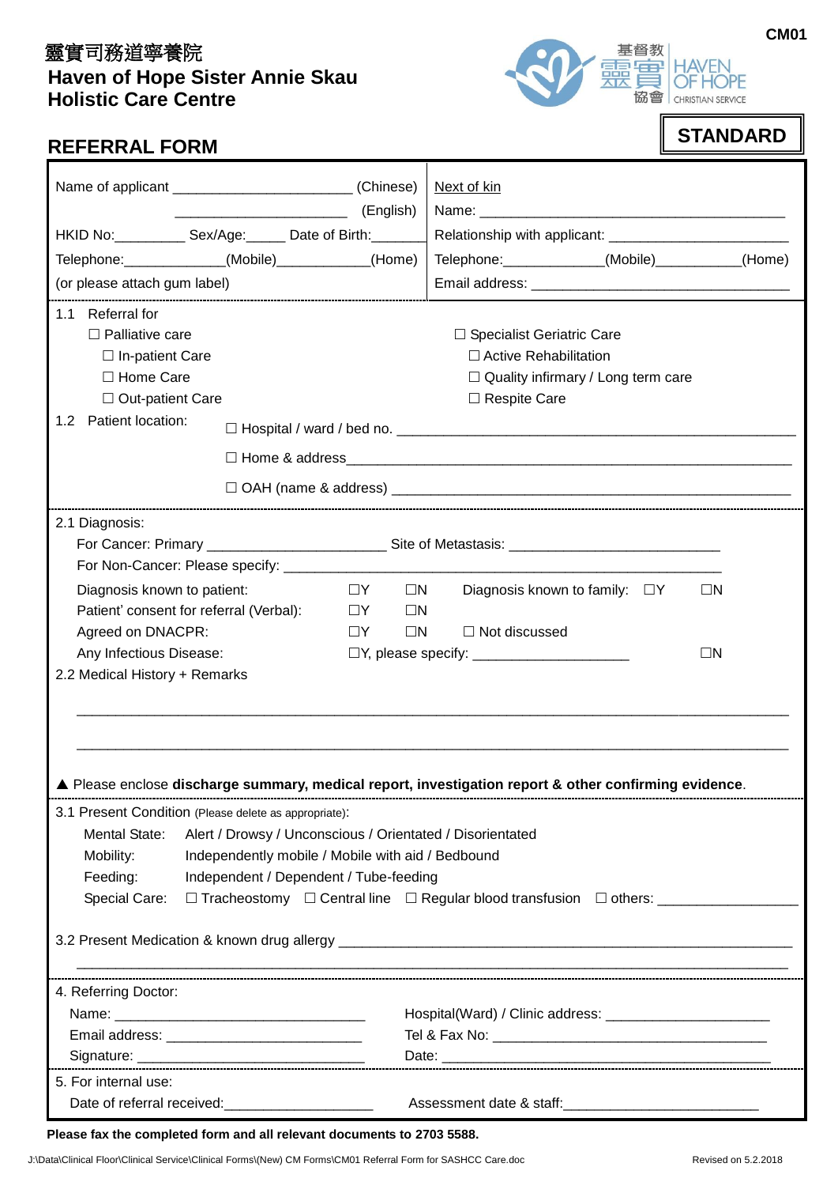CM01

# 靈實司務道寧養院
# Haven of Hope Sister Annie Skau Holistic Care Centre

基督教 靈實協會 HAVEN OF HOPE CHRISTIAN SERVICE

## REFERRAL FORM

**STANDARD**

Name of applicant ______________________ (Chinese)
______________________ (English)
HKID No:_________ Sex/Age:_____ Date of Birth:_______
Telephone:_____________(Mobile)___________(Home)
(or please attach gum label)

Next of kin
Name: ________________________________________
Relationship with applicant: ______________________
Telephone:_____________(Mobile)___________(Home)
Email address: ________________________________

1.1 Referral for

☐ Palliative care
- ☐ In-patient Care
- ☐ Home Care
- ☐ Out-patient Care

☐ Specialist Geriatric Care
- ☐ Active Rehabilitation
- ☐ Quality infirmary / Long term care
- ☐ Respite Care

1.2 Patient location:
☐ Hospital / ward / bed no. ______________________________________________
☐ Home & address______________________________________________________
☐ OAH (name & address) _______________________________________________

2.1 Diagnosis:
For Cancer: Primary ______________________ Site of Metastasis: ___________________________
For Non-Cancer: Please specify: ________________________________________________________

Diagnosis known to patient: ☐Y ☐N Diagnosis known to family: ☐Y ☐N
Patient' consent for referral (Verbal): ☐Y ☐N
Agreed on DNACPR: ☐Y ☐N ☐ Not discussed
Any Infectious Disease: ☐Y, please specify: ____________________ ☐N

2.2 Medical History + Remarks

___________________________________________________________________________

___________________________________________________________________________

▲ Please enclose **discharge summary, medical report, investigation report & other confirming evidence**.

3.1 Present Condition (Please delete as appropriate):
Mental State: Alert / Drowsy / Unconscious / Orientated / Disorientated
Mobility: Independently mobile / Mobile with aid / Bedbound
Feeding: Independent / Dependent / Tube-feeding
Special Care: ☐ Tracheostomy ☐ Central line ☐ Regular blood transfusion ☐ others: _________________

3.2 Present Medication & known drug allergy ___________________________________________________
___________________________________________________________________________

4. Referring Doctor:
Name: ________________________________ Hospital(Ward) / Clinic address: _____________________
Email address: ________________________ Tel & Fax No: ____________________________________
Signature: ____________________________ Date: _____________________________________________

5. For internal use:
Date of referral received:___________________ Assessment date & staff:_________________________

**Please fax the completed form and all relevant documents to 2703 5588.**

J:\Data\Clinical Floor\Clinical Service\Clinical Forms\(New) CM Forms\CM01 Referral Form for SASHCC Care.doc Revised on 5.2.2018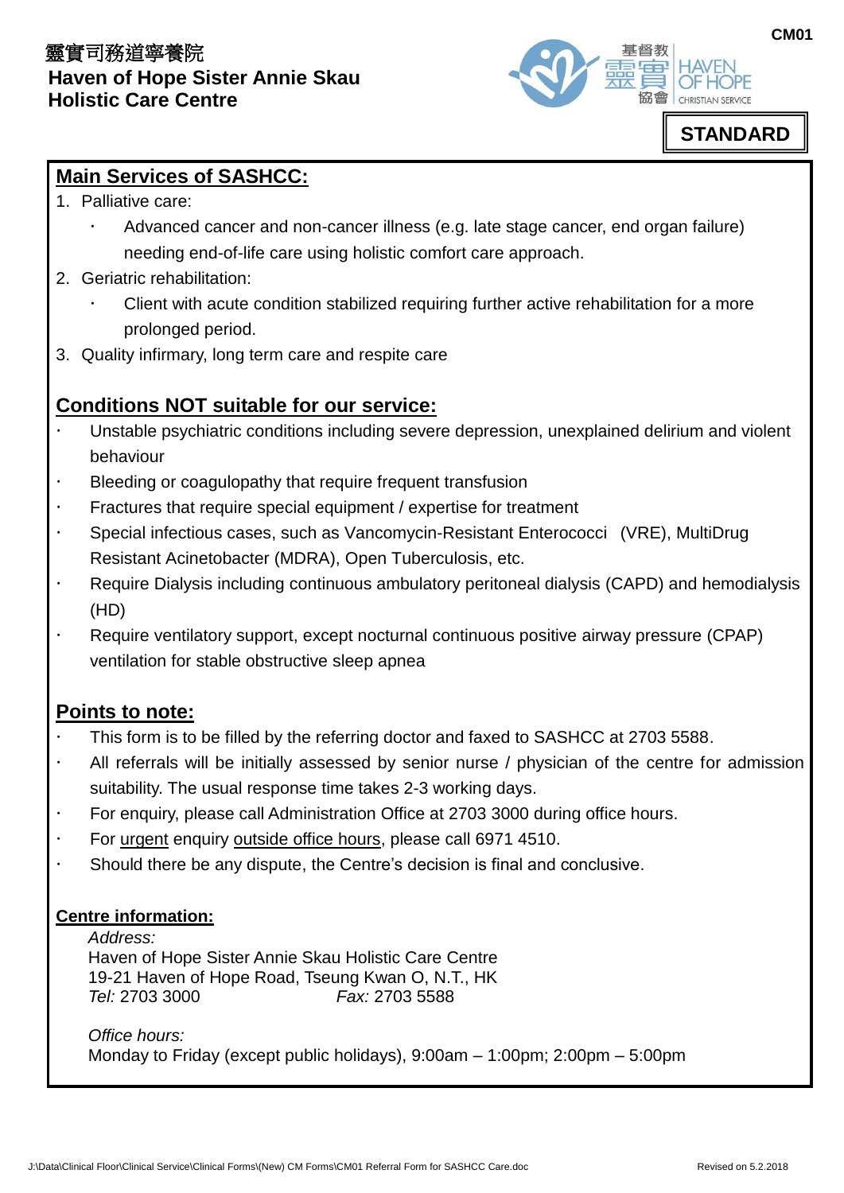靈實司務道寧養院
**Haven of Hope Sister Annie Skau Holistic Care Centre**

CM01

**STANDARD**

## Main Services of SASHCC:

1. Palliative care:
   - Advanced cancer and non-cancer illness (e.g. late stage cancer, end organ failure) needing end-of-life care using holistic comfort care approach.
2. Geriatric rehabilitation:
   - Client with acute condition stabilized requiring further active rehabilitation for a more prolonged period.
3. Quality infirmary, long term care and respite care

## Conditions NOT suitable for our service:

- Unstable psychiatric conditions including severe depression, unexplained delirium and violent behaviour
- Bleeding or coagulopathy that require frequent transfusion
- Fractures that require special equipment / expertise for treatment
- Special infectious cases, such as Vancomycin-Resistant Enterococci (VRE), MultiDrug Resistant Acinetobacter (MDRA), Open Tuberculosis, etc.
- Require Dialysis including continuous ambulatory peritoneal dialysis (CAPD) and hemodialysis (HD)
- Require ventilatory support, except nocturnal continuous positive airway pressure (CPAP) ventilation for stable obstructive sleep apnea

## Points to note:

- This form is to be filled by the referring doctor and faxed to SASHCC at 2703 5588.
- All referrals will be initially assessed by senior nurse / physician of the centre for admission suitability. The usual response time takes 2-3 working days.
- For enquiry, please call Administration Office at 2703 3000 during office hours.
- For urgent enquiry outside office hours, please call 6971 4510.
- Should there be any dispute, the Centre's decision is final and conclusive.

### Centre information:

*Address:*
Haven of Hope Sister Annie Skau Holistic Care Centre
19-21 Haven of Hope Road, Tseung Kwan O, N.T., HK
*Tel:* 2703 3000 *Fax:* 2703 5588

*Office hours:*
Monday to Friday (except public holidays), 9:00am – 1:00pm; 2:00pm – 5:00pm